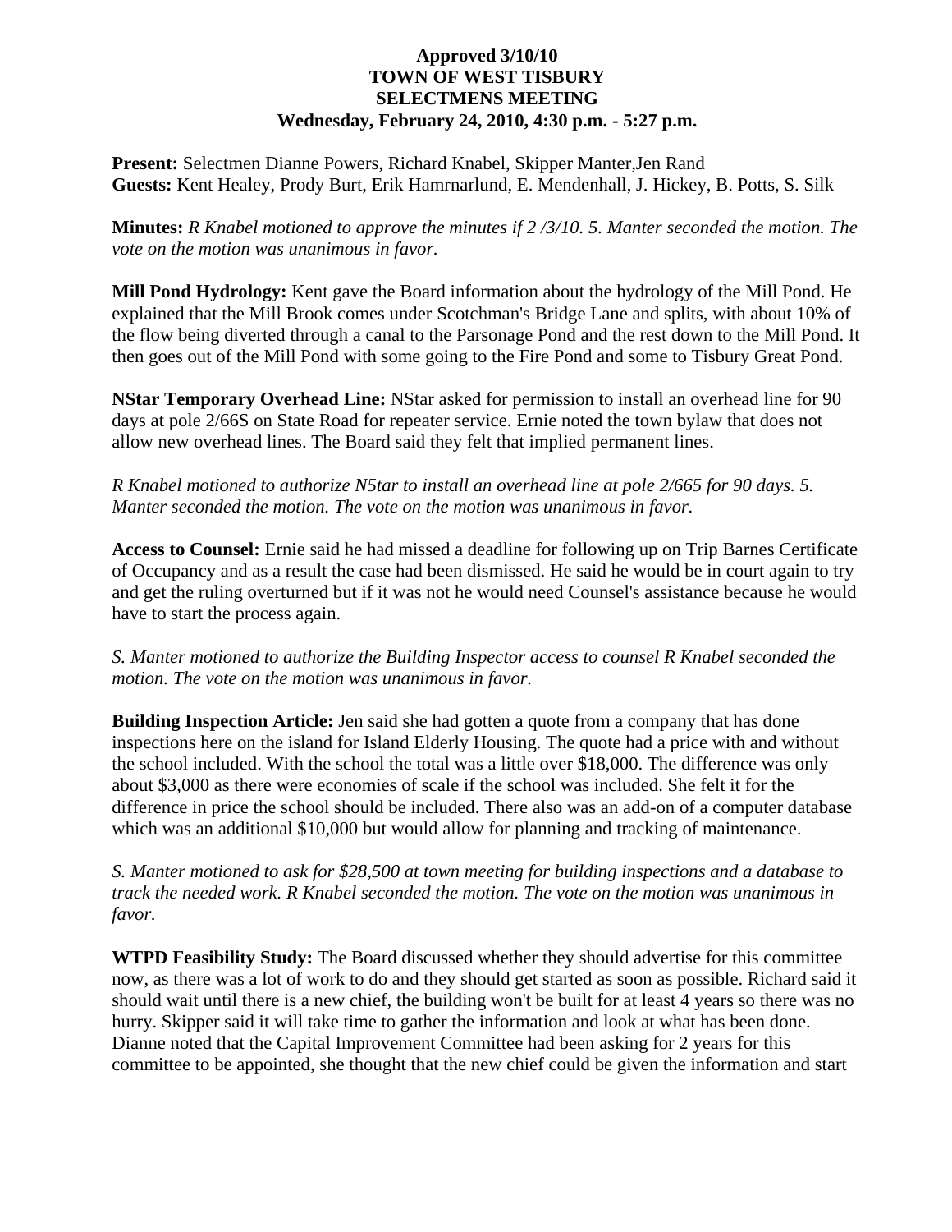**Approved 3/10/10**
**TOWN OF WEST TISBURY**
**SELECTMENS MEETING**
**Wednesday, February 24, 2010, 4:30 p.m. - 5:27 p.m.**

**Present:** Selectmen Dianne Powers, Richard Knabel, Skipper Manter,Jen Rand
**Guests:** Kent Healey, Prody Burt, Erik Hamrnarlund, E. Mendenhall, J. Hickey, B. Potts, S. Silk

**Minutes:** *R Knabel motioned to approve the minutes if 2 /3/10. 5. Manter seconded the motion. The vote on the motion was unanimous in favor.*

**Mill Pond Hydrology:** Kent gave the Board information about the hydrology of the Mill Pond. He explained that the Mill Brook comes under Scotchman's Bridge Lane and splits, with about 10% of the flow being diverted through a canal to the Parsonage Pond and the rest down to the Mill Pond. It then goes out of the Mill Pond with some going to the Fire Pond and some to Tisbury Great Pond.

**NStar Temporary Overhead Line:** NStar asked for permission to install an overhead line for 90 days at pole 2/66S on State Road for repeater service. Ernie noted the town bylaw that does not allow new overhead lines. The Board said they felt that implied permanent lines.

*R Knabel motioned to authorize N5tar to install an overhead line at pole 2/665 for 90 days. 5. Manter seconded the motion. The vote on the motion was unanimous in favor.*

**Access to Counsel:** Ernie said he had missed a deadline for following up on Trip Barnes Certificate of Occupancy and as a result the case had been dismissed. He said he would be in court again to try and get the ruling overturned but if it was not he would need Counsel's assistance because he would have to start the process again.

*S. Manter motioned to authorize the Building Inspector access to counsel R Knabel seconded the motion. The vote on the motion was unanimous in favor.*

**Building Inspection Article:** Jen said she had gotten a quote from a company that has done inspections here on the island for Island Elderly Housing. The quote had a price with and without the school included. With the school the total was a little over $18,000. The difference was only about $3,000 as there were economies of scale if the school was included. She felt it for the difference in price the school should be included. There also was an add-on of a computer database which was an additional $10,000 but would allow for planning and tracking of maintenance.

*S. Manter motioned to ask for $28,500 at town meeting for building inspections and a database to track the needed work. R Knabel seconded the motion. The vote on the motion was unanimous in favor.*

**WTPD Feasibility Study:** The Board discussed whether they should advertise for this committee now, as there was a lot of work to do and they should get started as soon as possible. Richard said it should wait until there is a new chief, the building won't be built for at least 4 years so there was no hurry. Skipper said it will take time to gather the information and look at what has been done. Dianne noted that the Capital Improvement Committee had been asking for 2 years for this committee to be appointed, she thought that the new chief could be given the information and start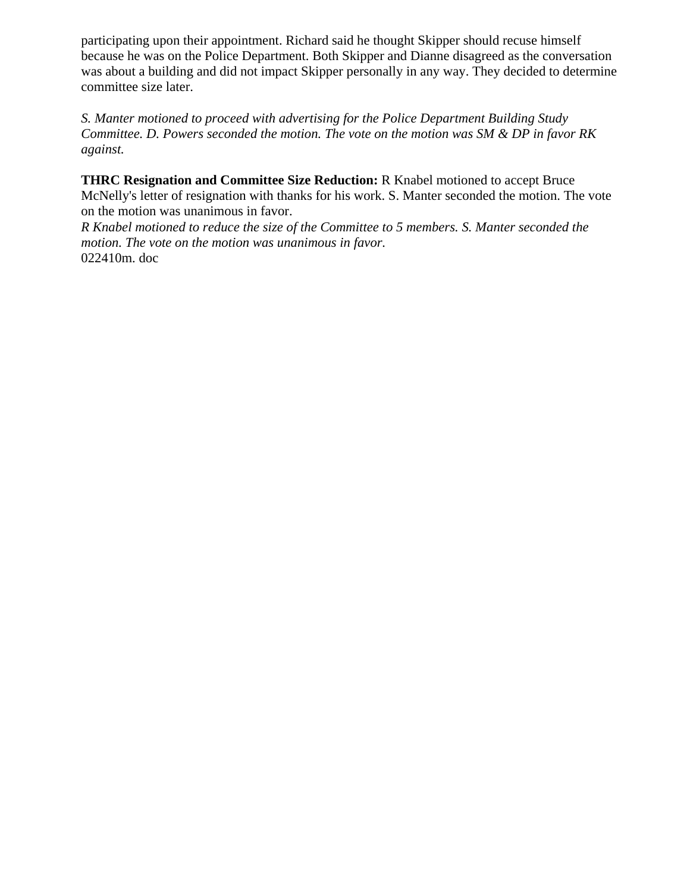participating upon their appointment. Richard said he thought Skipper should recuse himself because he was on the Police Department. Both Skipper and Dianne disagreed as the conversation was about a building and did not impact Skipper personally in any way. They decided to determine committee size later.

*S. Manter motioned to proceed with advertising for the Police Department Building Study Committee. D. Powers seconded the motion. The vote on the motion was SM & DP in favor RK against.*

**THRC Resignation and Committee Size Reduction:** R Knabel motioned to accept Bruce McNelly's letter of resignation with thanks for his work. S. Manter seconded the motion. The vote on the motion was unanimous in favor.

*R Knabel motioned to reduce the size of the Committee to 5 members. S. Manter seconded the motion. The vote on the motion was unanimous in favor.*

022410m. doc